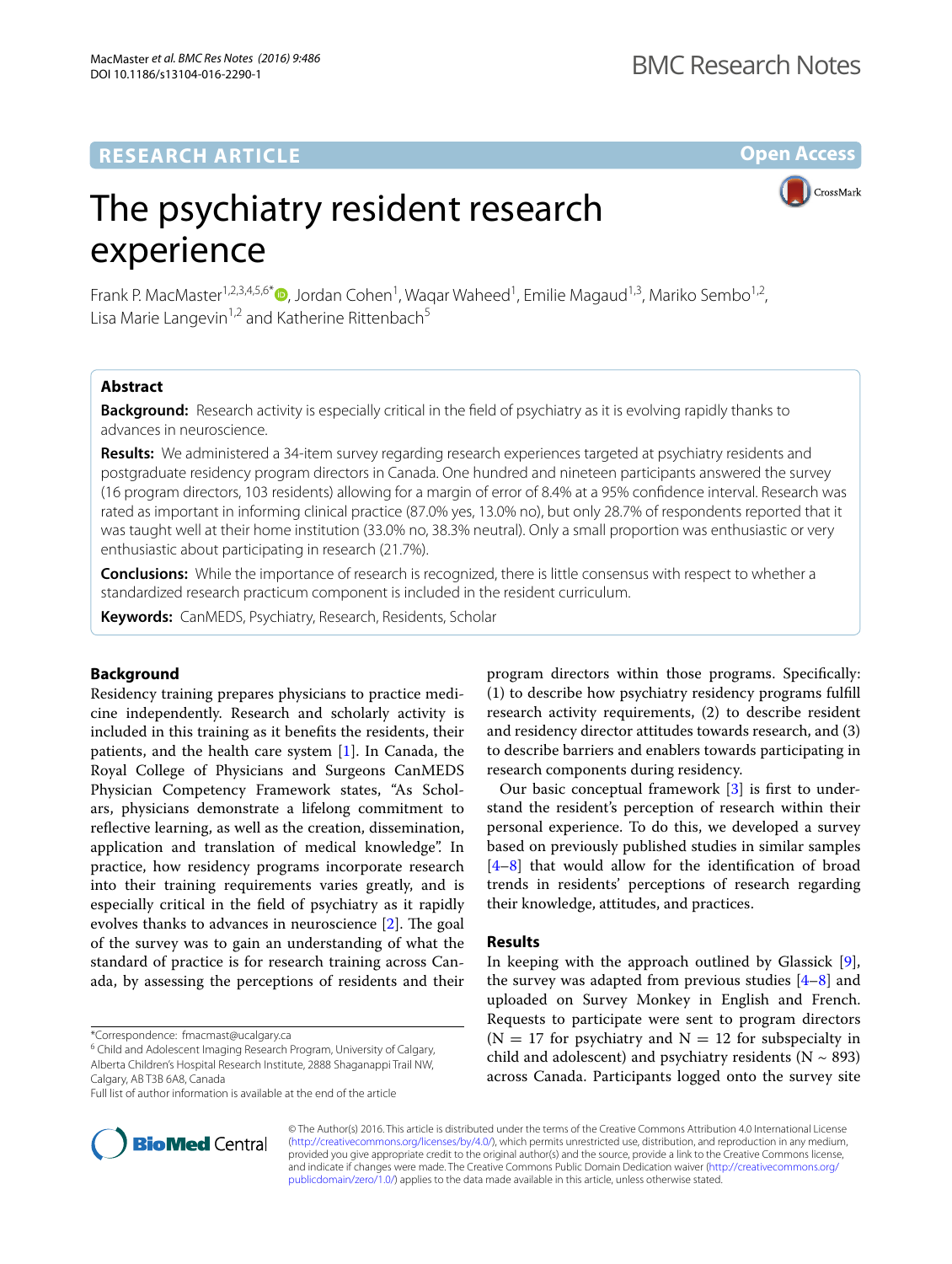RESEARCH ARTICLE

Open Access

# The psychiatry resident research experience

Frank P. MacMaster[1,2,3,4,5,6*], Jordan Cohen[1], Waqar Waheed[1], Emilie Magaud[1,3], Mariko Sembo[1,2], Lisa Marie Langevin[1,2] and Katherine Rittenbach[5]

## Abstract

**Background:** Research activity is especially critical in the field of psychiatry as it is evolving rapidly thanks to advances in neuroscience.

**Results:** We administered a 34-item survey regarding research experiences targeted at psychiatry residents and postgraduate residency program directors in Canada. One hundred and nineteen participants answered the survey (16 program directors, 103 residents) allowing for a margin of error of 8.4% at a 95% confidence interval. Research was rated as important in informing clinical practice (87.0% yes, 13.0% no), but only 28.7% of respondents reported that it was taught well at their home institution (33.0% no, 38.3% neutral). Only a small proportion was enthusiastic or very enthusiastic about participating in research (21.7%).

**Conclusions:** While the importance of research is recognized, there is little consensus with respect to whether a standardized research practicum component is included in the resident curriculum.

**Keywords:** CanMEDS, Psychiatry, Research, Residents, Scholar

## Background

Residency training prepares physicians to practice medicine independently. Research and scholarly activity is included in this training as it benefits the residents, their patients, and the health care system [1]. In Canada, the Royal College of Physicians and Surgeons CanMEDS Physician Competency Framework states, "As Scholars, physicians demonstrate a lifelong commitment to reflective learning, as well as the creation, dissemination, application and translation of medical knowledge". In practice, how residency programs incorporate research into their training requirements varies greatly, and is especially critical in the field of psychiatry as it rapidly evolves thanks to advances in neuroscience [2]. The goal of the survey was to gain an understanding of what the standard of practice is for research training across Canada, by assessing the perceptions of residents and their program directors within those programs. Specifically: (1) to describe how psychiatry residency programs fulfill research activity requirements, (2) to describe resident and residency director attitudes towards research, and (3) to describe barriers and enablers towards participating in research components during residency.

Our basic conceptual framework [3] is first to understand the resident's perception of research within their personal experience. To do this, we developed a survey based on previously published studies in similar samples [4–8] that would allow for the identification of broad trends in residents' perceptions of research regarding their knowledge, attitudes, and practices.

## Results

In keeping with the approach outlined by Glassick [9], the survey was adapted from previous studies [4–8] and uploaded on Survey Monkey in English and French. Requests to participate were sent to program directors ($N = 17$ for psychiatry and $N = 12$ for subspecialty in child and adolescent) and psychiatry residents ($N \sim 893$) across Canada. Participants logged onto the survey site

*Correspondence: fmacmast@ucalgary.ca

[6] Child and Adolescent Imaging Research Program, University of Calgary, Alberta Children's Hospital Research Institute, 2888 Shaganappi Trail NW, Calgary, AB T3B 6A8, Canada

Full list of author information is available at the end of the article

© The Author(s) 2016. This article is distributed under the terms of the Creative Commons Attribution 4.0 International License (http://creativecommons.org/licenses/by/4.0/), which permits unrestricted use, distribution, and reproduction in any medium, provided you give appropriate credit to the original author(s) and the source, provide a link to the Creative Commons license, and indicate if changes were made. The Creative Commons Public Domain Dedication waiver (http://creativecommons.org/publicdomain/zero/1.0/) applies to the data made available in this article, unless otherwise stated.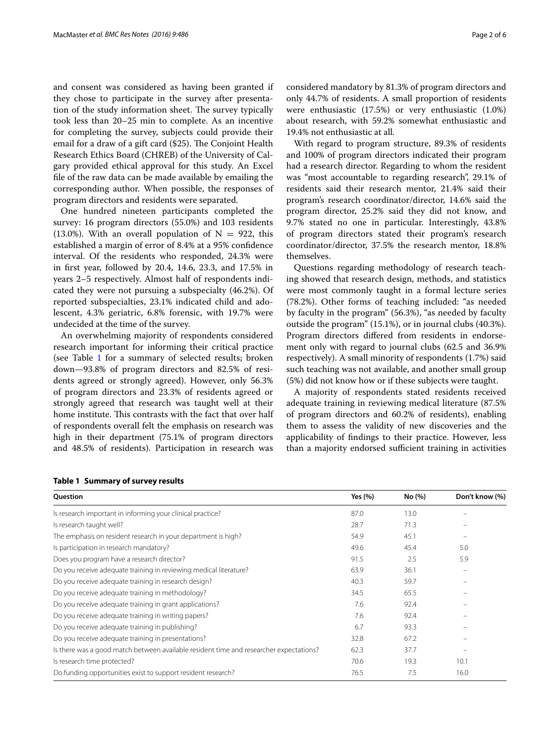and consent was considered as having been granted if they chose to participate in the survey after presentation of the study information sheet. The survey typically took less than 20–25 min to complete. As an incentive for completing the survey, subjects could provide their email for a draw of a gift card ($25). The Conjoint Health Research Ethics Board (CHREB) of the University of Calgary provided ethical approval for this study. An Excel file of the raw data can be made available by emailing the corresponding author. When possible, the responses of program directors and residents were separated.

One hundred nineteen participants completed the survey: 16 program directors (55.0%) and 103 residents (13.0%). With an overall population of $N = 922$, this established a margin of error of 8.4% at a 95% confidence interval. Of the residents who responded, 24.3% were in first year, followed by 20.4, 14.6, 23.3, and 17.5% in years 2–5 respectively. Almost half of respondents indicated they were not pursuing a subspecialty (46.2%). Of reported subspecialties, 23.1% indicated child and adolescent, 4.3% geriatric, 6.8% forensic, with 19.7% were undecided at the time of the survey.

An overwhelming majority of respondents considered research important for informing their critical practice (see Table 1 for a summary of selected results; broken down—93.8% of program directors and 82.5% of residents agreed or strongly agreed). However, only 56.3% of program directors and 23.3% of residents agreed or strongly agreed that research was taught well at their home institute. This contrasts with the fact that over half of respondents overall felt the emphasis on research was high in their department (75.1% of program directors and 48.5% of residents). Participation in research was considered mandatory by 81.3% of program directors and only 44.7% of residents. A small proportion of residents were enthusiastic (17.5%) or very enthusiastic (1.0%) about research, with 59.2% somewhat enthusiastic and 19.4% not enthusiastic at all.

With regard to program structure, 89.3% of residents and 100% of program directors indicated their program had a research director. Regarding to whom the resident was "most accountable to regarding research", 29.1% of residents said their research mentor, 21.4% said their program's research coordinator/director, 14.6% said the program director, 25.2% said they did not know, and 9.7% stated no one in particular. Interestingly, 43.8% of program directors stated their program's research coordinator/director, 37.5% the research mentor, 18.8% themselves.

Questions regarding methodology of research teaching showed that research design, methods, and statistics were most commonly taught in a formal lecture series (78.2%). Other forms of teaching included: "as needed by faculty in the program" (56.3%), "as needed by faculty outside the program" (15.1%), or in journal clubs (40.3%). Program directors differed from residents in endorsement only with regard to journal clubs (62.5 and 36.9% respectively). A small minority of respondents (1.7%) said such teaching was not available, and another small group (5%) did not know how or if these subjects were taught.

A majority of respondents stated residents received adequate training in reviewing medical literature (87.5% of program directors and 60.2% of residents), enabling them to assess the validity of new discoveries and the applicability of findings to their practice. However, less than a majority endorsed sufficient training in activities

**Table 1 Summary of survey results**

| Question | Yes (%) | No (%) | Don't know (%) |
|---|---|---|---|
| Is research important in informing your clinical practice? | 87.0 | 13.0 | – |
| Is research taught well? | 28.7 | 71.3 | – |
| The emphasis on resident research in your department is high? | 54.9 | 45.1 | – |
| Is participation in research mandatory? | 49.6 | 45.4 | 5.0 |
| Does you program have a research director? | 91.5 | 2.5 | 5.9 |
| Do you receive adequate training in reviewing medical literature? | 63.9 | 36.1 | – |
| Do you receive adequate training in research design? | 40.3 | 59.7 | – |
| Do you receive adequate training in methodology? | 34.5 | 65.5 | – |
| Do you receive adequate training in grant applications? | 7.6 | 92.4 | – |
| Do you receive adequate training in writing papers? | 7.6 | 92.4 | – |
| Do you receive adequate training in publishing? | 6.7 | 93.3 | – |
| Do you receive adequate training in presentations? | 32.8 | 67.2 | – |
| Is there was a good match between available resident time and researcher expectations? | 62.3 | 37.7 | – |
| Is research time protected? | 70.6 | 19.3 | 10.1 |
| Do funding opportunities exist to support resident research? | 76.5 | 7.5 | 16.0 |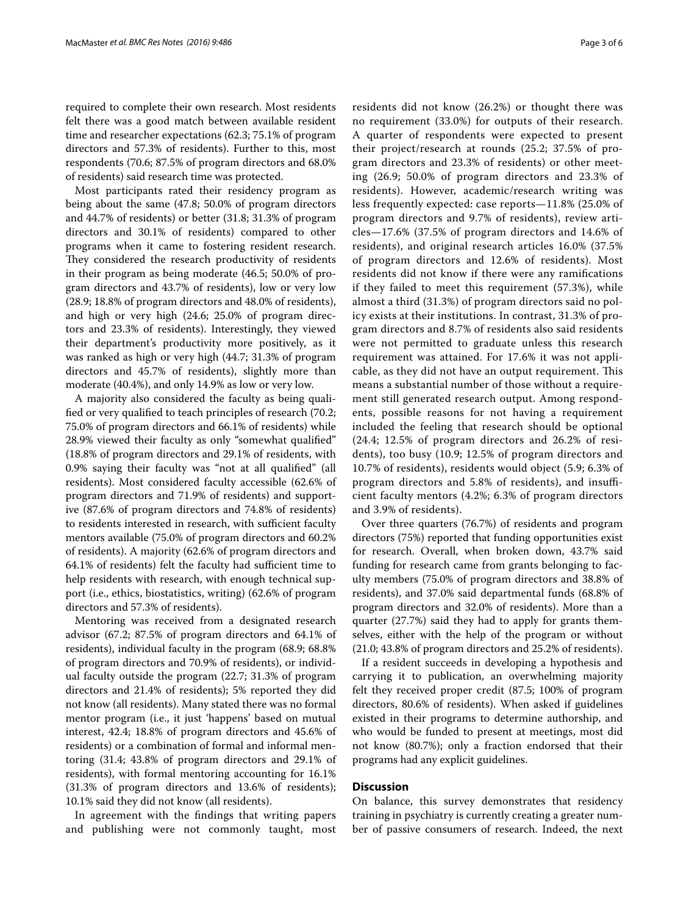required to complete their own research. Most residents felt there was a good match between available resident time and researcher expectations (62.3; 75.1% of program directors and 57.3% of residents). Further to this, most respondents (70.6; 87.5% of program directors and 68.0% of residents) said research time was protected.

Most participants rated their residency program as being about the same (47.8; 50.0% of program directors and 44.7% of residents) or better (31.8; 31.3% of program directors and 30.1% of residents) compared to other programs when it came to fostering resident research. They considered the research productivity of residents in their program as being moderate (46.5; 50.0% of program directors and 43.7% of residents), low or very low (28.9; 18.8% of program directors and 48.0% of residents), and high or very high (24.6; 25.0% of program directors and 23.3% of residents). Interestingly, they viewed their department's productivity more positively, as it was ranked as high or very high (44.7; 31.3% of program directors and 45.7% of residents), slightly more than moderate (40.4%), and only 14.9% as low or very low.

A majority also considered the faculty as being qualified or very qualified to teach principles of research (70.2; 75.0% of program directors and 66.1% of residents) while 28.9% viewed their faculty as only "somewhat qualified" (18.8% of program directors and 29.1% of residents, with 0.9% saying their faculty was "not at all qualified" (all residents). Most considered faculty accessible (62.6% of program directors and 71.9% of residents) and supportive (87.6% of program directors and 74.8% of residents) to residents interested in research, with sufficient faculty mentors available (75.0% of program directors and 60.2% of residents). A majority (62.6% of program directors and 64.1% of residents) felt the faculty had sufficient time to help residents with research, with enough technical support (i.e., ethics, biostatistics, writing) (62.6% of program directors and 57.3% of residents).

Mentoring was received from a designated research advisor (67.2; 87.5% of program directors and 64.1% of residents), individual faculty in the program (68.9; 68.8% of program directors and 70.9% of residents), or individual faculty outside the program (22.7; 31.3% of program directors and 21.4% of residents); 5% reported they did not know (all residents). Many stated there was no formal mentor program (i.e., it just 'happens' based on mutual interest, 42.4; 18.8% of program directors and 45.6% of residents) or a combination of formal and informal mentoring (31.4; 43.8% of program directors and 29.1% of residents), with formal mentoring accounting for 16.1% (31.3% of program directors and 13.6% of residents); 10.1% said they did not know (all residents).

In agreement with the findings that writing papers and publishing were not commonly taught, most residents did not know (26.2%) or thought there was no requirement (33.0%) for outputs of their research. A quarter of respondents were expected to present their project/research at rounds (25.2; 37.5% of program directors and 23.3% of residents) or other meeting (26.9; 50.0% of program directors and 23.3% of residents). However, academic/research writing was less frequently expected: case reports—11.8% (25.0% of program directors and 9.7% of residents), review articles—17.6% (37.5% of program directors and 14.6% of residents), and original research articles 16.0% (37.5% of program directors and 12.6% of residents). Most residents did not know if there were any ramifications if they failed to meet this requirement (57.3%), while almost a third (31.3%) of program directors said no policy exists at their institutions. In contrast, 31.3% of program directors and 8.7% of residents also said residents were not permitted to graduate unless this research requirement was attained. For 17.6% it was not applicable, as they did not have an output requirement. This means a substantial number of those without a requirement still generated research output. Among respondents, possible reasons for not having a requirement included the feeling that research should be optional (24.4; 12.5% of program directors and 26.2% of residents), too busy (10.9; 12.5% of program directors and 10.7% of residents), residents would object (5.9; 6.3% of program directors and 5.8% of residents), and insufficient faculty mentors (4.2%; 6.3% of program directors and 3.9% of residents).

Over three quarters (76.7%) of residents and program directors (75%) reported that funding opportunities exist for research. Overall, when broken down, 43.7% said funding for research came from grants belonging to faculty members (75.0% of program directors and 38.8% of residents), and 37.0% said departmental funds (68.8% of program directors and 32.0% of residents). More than a quarter (27.7%) said they had to apply for grants themselves, either with the help of the program or without (21.0; 43.8% of program directors and 25.2% of residents).

If a resident succeeds in developing a hypothesis and carrying it to publication, an overwhelming majority felt they received proper credit (87.5; 100% of program directors, 80.6% of residents). When asked if guidelines existed in their programs to determine authorship, and who would be funded to present at meetings, most did not know (80.7%); only a fraction endorsed that their programs had any explicit guidelines.

## Discussion

On balance, this survey demonstrates that residency training in psychiatry is currently creating a greater number of passive consumers of research. Indeed, the next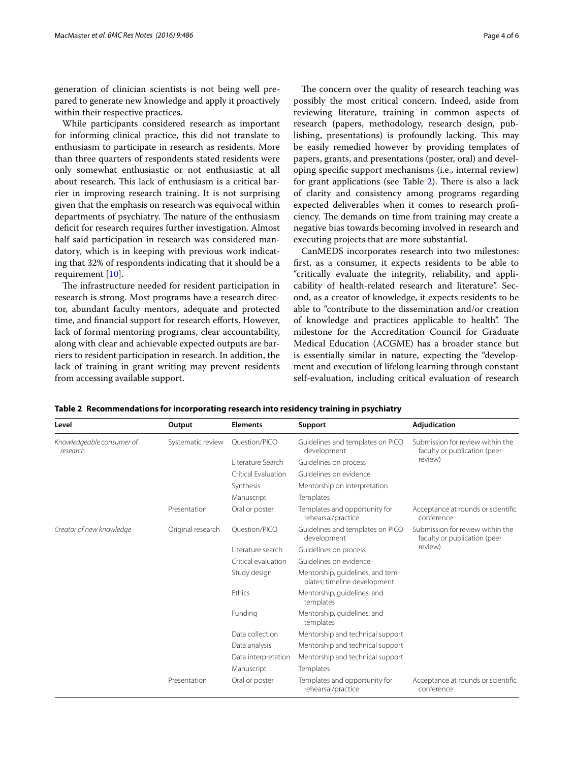generation of clinician scientists is not being well prepared to generate new knowledge and apply it proactively within their respective practices.

While participants considered research as important for informing clinical practice, this did not translate to enthusiasm to participate in research as residents. More than three quarters of respondents stated residents were only somewhat enthusiastic or not enthusiastic at all about research. This lack of enthusiasm is a critical barrier in improving research training. It is not surprising given that the emphasis on research was equivocal within departments of psychiatry. The nature of the enthusiasm deficit for research requires further investigation. Almost half said participation in research was considered mandatory, which is in keeping with previous work indicating that 32% of respondents indicating that it should be a requirement [10].

The infrastructure needed for resident participation in research is strong. Most programs have a research director, abundant faculty mentors, adequate and protected time, and financial support for research efforts. However, lack of formal mentoring programs, clear accountability, along with clear and achievable expected outputs are barriers to resident participation in research. In addition, the lack of training in grant writing may prevent residents from accessing available support.

The concern over the quality of research teaching was possibly the most critical concern. Indeed, aside from reviewing literature, training in common aspects of research (papers, methodology, research design, publishing, presentations) is profoundly lacking. This may be easily remedied however by providing templates of papers, grants, and presentations (poster, oral) and developing specific support mechanisms (i.e., internal review) for grant applications (see Table 2). There is also a lack of clarity and consistency among programs regarding expected deliverables when it comes to research proficiency. The demands on time from training may create a negative bias towards becoming involved in research and executing projects that are more substantial.

CanMEDS incorporates research into two milestones: first, as a consumer, it expects residents to be able to "critically evaluate the integrity, reliability, and applicability of health-related research and literature". Second, as a creator of knowledge, it expects residents to be able to "contribute to the dissemination and/or creation of knowledge and practices applicable to health". The milestone for the Accreditation Council for Graduate Medical Education (ACGME) has a broader stance but is essentially similar in nature, expecting the "development and execution of lifelong learning through constant self-evaluation, including critical evaluation of research

**Table 2 Recommendations for incorporating research into residency training in psychiatry**

| Level | Output | Elements | Support | Adjudication |
|---|---|---|---|---|
| *Knowledgeable consumer of research* | Systematic review | Question/PICO | Guidelines and templates on PICO development | Submission for review within the faculty or publication (peer review) |
| | | Literature Search | Guidelines on process | |
| | | Critical Evaluation | Guidelines on evidence | |
| | | Synthesis | Mentorship on interpretation | |
| | | Manuscript | Templates | |
| | Presentation | Oral or poster | Templates and opportunity for rehearsal/practice | Acceptance at rounds or scientific conference |
| *Creator of new knowledge* | Original research | Question/PICO | Guidelines and templates on PICO development | Submission for review within the faculty or publication (peer review) |
| | | Literature search | Guidelines on process | |
| | | Critical evaluation | Guidelines on evidence | |
| | | Study design | Mentorship, guidelines, and templates; timeline development | |
| | | Ethics | Mentorship, guidelines, and templates | |
| | | Funding | Mentorship, guidelines, and templates | |
| | | Data collection | Mentorship and technical support | |
| | | Data analysis | Mentorship and technical support | |
| | | Data interpretation | Mentorship and technical support | |
| | | Manuscript | Templates | |
| | Presentation | Oral or poster | Templates and opportunity for rehearsal/practice | Acceptance at rounds or scientific conference |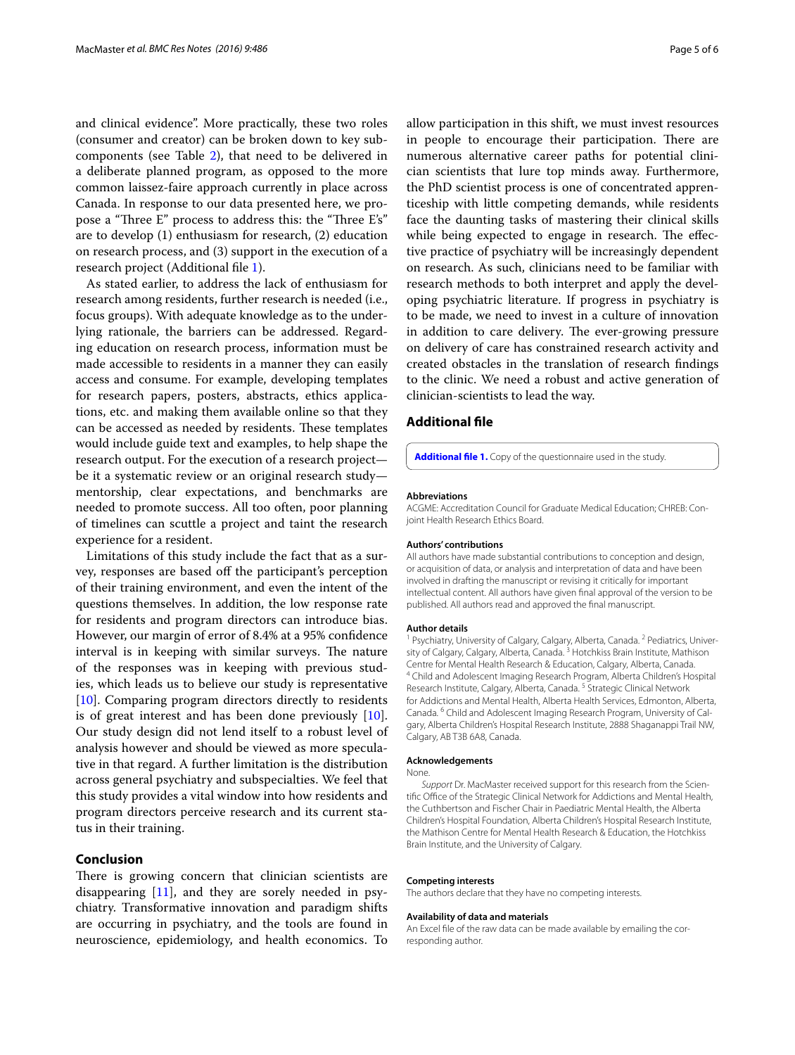and clinical evidence". More practically, these two roles (consumer and creator) can be broken down to key subcomponents (see Table 2), that need to be delivered in a deliberate planned program, as opposed to the more common laissez-faire approach currently in place across Canada. In response to our data presented here, we propose a "Three E" process to address this: the "Three E's" are to develop (1) enthusiasm for research, (2) education on research process, and (3) support in the execution of a research project (Additional file 1).

As stated earlier, to address the lack of enthusiasm for research among residents, further research is needed (i.e., focus groups). With adequate knowledge as to the underlying rationale, the barriers can be addressed. Regarding education on research process, information must be made accessible to residents in a manner they can easily access and consume. For example, developing templates for research papers, posters, abstracts, ethics applications, etc. and making them available online so that they can be accessed as needed by residents. These templates would include guide text and examples, to help shape the research output. For the execution of a research project—be it a systematic review or an original research study—mentorship, clear expectations, and benchmarks are needed to promote success. All too often, poor planning of timelines can scuttle a project and taint the research experience for a resident.

Limitations of this study include the fact that as a survey, responses are based off the participant's perception of their training environment, and even the intent of the questions themselves. In addition, the low response rate for residents and program directors can introduce bias. However, our margin of error of 8.4% at a 95% confidence interval is in keeping with similar surveys. The nature of the responses was in keeping with previous studies, which leads us to believe our study is representative [10]. Comparing program directors directly to residents is of great interest and has been done previously [10]. Our study design did not lend itself to a robust level of analysis however and should be viewed as more speculative in that regard. A further limitation is the distribution across general psychiatry and subspecialties. We feel that this study provides a vital window into how residents and program directors perceive research and its current status in their training.

## Conclusion

There is growing concern that clinician scientists are disappearing [11], and they are sorely needed in psychiatry. Transformative innovation and paradigm shifts are occurring in psychiatry, and the tools are found in neuroscience, epidemiology, and health economics. To allow participation in this shift, we must invest resources in people to encourage their participation. There are numerous alternative career paths for potential clinician scientists that lure top minds away. Furthermore, the PhD scientist process is one of concentrated apprenticeship with little competing demands, while residents face the daunting tasks of mastering their clinical skills while being expected to engage in research. The effective practice of psychiatry will be increasingly dependent on research. As such, clinicians need to be familiar with research methods to both interpret and apply the developing psychiatric literature. If progress in psychiatry is to be made, we need to invest in a culture of innovation in addition to care delivery. The ever-growing pressure on delivery of care has constrained research activity and created obstacles in the translation of research findings to the clinic. We need a robust and active generation of clinician-scientists to lead the way.

## Additional file

**Additional file 1.** Copy of the questionnaire used in the study.

#### Abbreviations

ACGME: Accreditation Council for Graduate Medical Education; CHREB: Conjoint Health Research Ethics Board.

#### Authors' contributions

All authors have made substantial contributions to conception and design, or acquisition of data, or analysis and interpretation of data and have been involved in drafting the manuscript or revising it critically for important intellectual content. All authors have given final approval of the version to be published. All authors read and approved the final manuscript.

#### Author details

[1] Psychiatry, University of Calgary, Calgary, Alberta, Canada. [2] Pediatrics, University of Calgary, Calgary, Alberta, Canada. [3] Hotchkiss Brain Institute, Mathison Centre for Mental Health Research & Education, Calgary, Alberta, Canada. [4] Child and Adolescent Imaging Research Program, Alberta Children's Hospital Research Institute, Calgary, Alberta, Canada. [5] Strategic Clinical Network for Addictions and Mental Health, Alberta Health Services, Edmonton, Alberta, Canada. [6] Child and Adolescent Imaging Research Program, University of Calgary, Alberta Children's Hospital Research Institute, 2888 Shaganappi Trail NW, Calgary, AB T3B 6A8, Canada.

#### Acknowledgements

None.

*Support* Dr. MacMaster received support for this research from the Scientific Office of the Strategic Clinical Network for Addictions and Mental Health, the Cuthbertson and Fischer Chair in Paediatric Mental Health, the Alberta Children's Hospital Foundation, Alberta Children's Hospital Research Institute, the Mathison Centre for Mental Health Research & Education, the Hotchkiss Brain Institute, and the University of Calgary.

#### Competing interests

The authors declare that they have no competing interests.

#### Availability of data and materials

An Excel file of the raw data can be made available by emailing the corresponding author.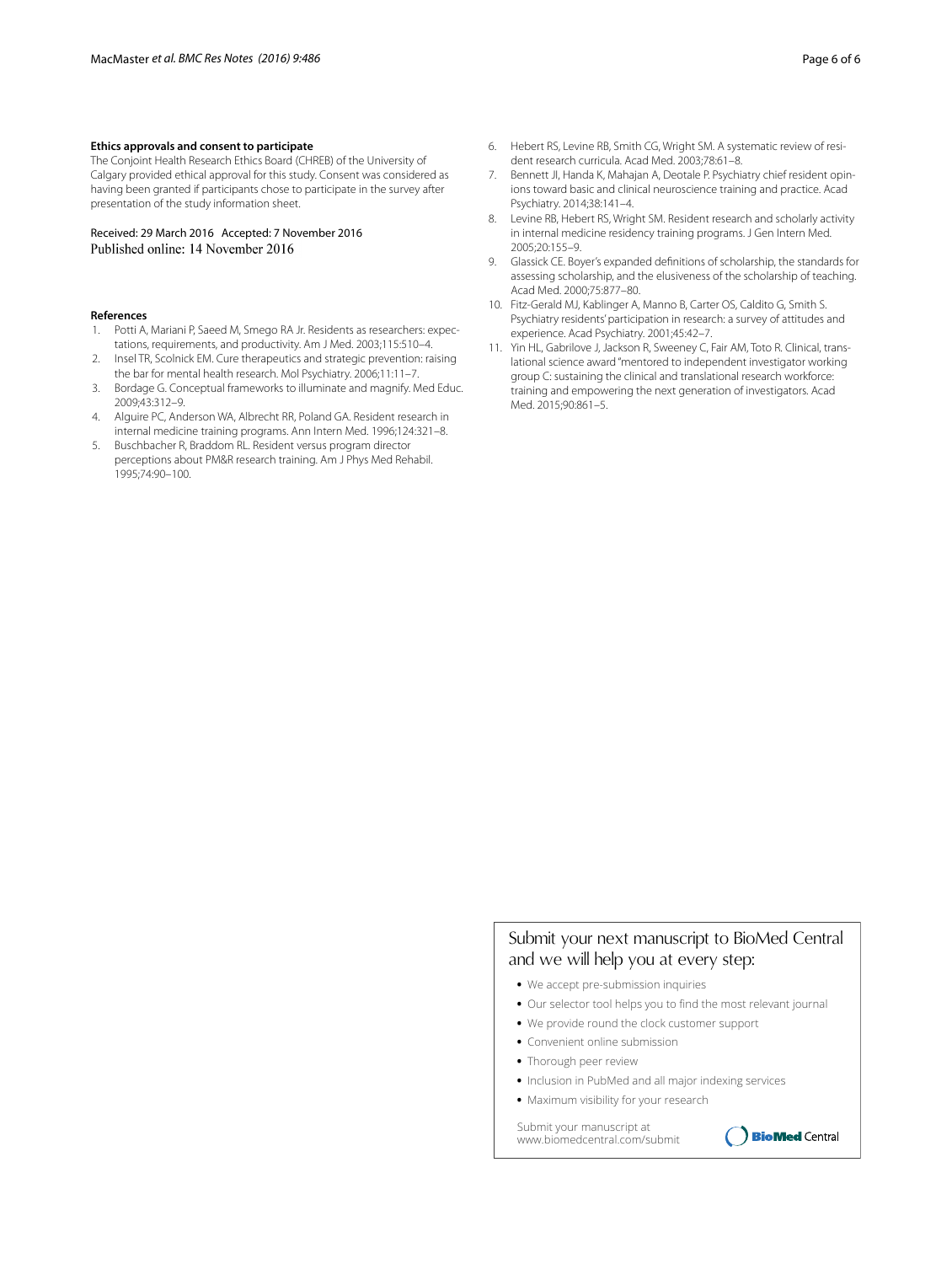**Ethics approvals and consent to participate**

The Conjoint Health Research Ethics Board (CHREB) of the University of Calgary provided ethical approval for this study. Consent was considered as having been granted if participants chose to participate in the survey after presentation of the study information sheet.

Received: 29 March 2016 Accepted: 7 November 2016
Published online: 14 November 2016

**References**

1. Potti A, Mariani P, Saeed M, Smego RA Jr. Residents as researchers: expectations, requirements, and productivity. Am J Med. 2003;115:510–4.
2. Insel TR, Scolnick EM. Cure therapeutics and strategic prevention: raising the bar for mental health research. Mol Psychiatry. 2006;11:11–7.
3. Bordage G. Conceptual frameworks to illuminate and magnify. Med Educ. 2009;43:312–9.
4. Alguire PC, Anderson WA, Albrecht RR, Poland GA. Resident research in internal medicine training programs. Ann Intern Med. 1996;124:321–8.
5. Buschbacher R, Braddom RL. Resident versus program director perceptions about PM&R research training. Am J Phys Med Rehabil. 1995;74:90–100.
6. Hebert RS, Levine RB, Smith CG, Wright SM. A systematic review of resident research curricula. Acad Med. 2003;78:61–8.
7. Bennett JI, Handa K, Mahajan A, Deotale P. Psychiatry chief resident opinions toward basic and clinical neuroscience training and practice. Acad Psychiatry. 2014;38:141–4.
8. Levine RB, Hebert RS, Wright SM. Resident research and scholarly activity in internal medicine residency training programs. J Gen Intern Med. 2005;20:155–9.
9. Glassick CE. Boyer's expanded definitions of scholarship, the standards for assessing scholarship, and the elusiveness of the scholarship of teaching. Acad Med. 2000;75:877–80.
10. Fitz-Gerald MJ, Kablinger A, Manno B, Carter OS, Caldito G, Smith S. Psychiatry residents' participation in research: a survey of attitudes and experience. Acad Psychiatry. 2001;45:42–7.
11. Yin HL, Gabrilove J, Jackson R, Sweeney C, Fair AM, Toto R. Clinical, translational science award "mentored to independent investigator working group C: sustaining the clinical and translational research workforce: training and empowering the next generation of investigators. Acad Med. 2015;90:861–5.